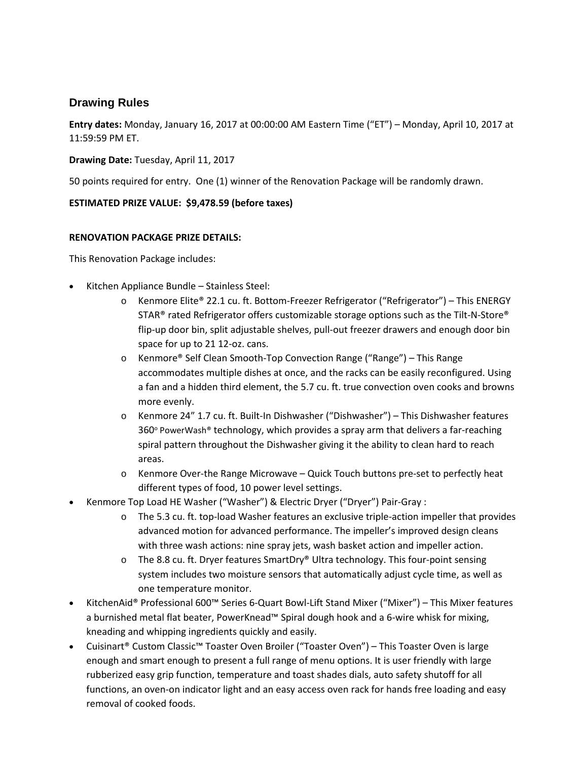## Drawing Rules

**Entry dates:** Monday, January 16, 2017 at 00:00:00 AM Eastern Time ("ET") – Monday, April 10, 2017 at 11:59:59 PM ET.

**Drawing Date:** Tuesday, April 11, 2017

50 points required for entry. One (1) winner of the Renovation Package will be randomly drawn.

**ESTIMATED PRIZE VALUE: $9,478.59 (before taxes)**

**RENOVATION PACKAGE PRIZE DETAILS:**

This Renovation Package includes:

- Kitchen Appliance Bundle – Stainless Steel:
  - Kenmore Elite® 22.1 cu. ft. Bottom-Freezer Refrigerator ("Refrigerator") – This ENERGY STAR® rated Refrigerator offers customizable storage options such as the Tilt-N-Store® flip-up door bin, split adjustable shelves, pull-out freezer drawers and enough door bin space for up to 21 12-oz. cans.
  - Kenmore® Self Clean Smooth-Top Convection Range ("Range") – This Range accommodates multiple dishes at once, and the racks can be easily reconfigured. Using a fan and a hidden third element, the 5.7 cu. ft. true convection oven cooks and browns more evenly.
  - Kenmore 24" 1.7 cu. ft. Built-In Dishwasher ("Dishwasher") – This Dishwasher features 360° PowerWash® technology, which provides a spray arm that delivers a far-reaching spiral pattern throughout the Dishwasher giving it the ability to clean hard to reach areas.
  - Kenmore Over-the Range Microwave – Quick Touch buttons pre-set to perfectly heat different types of food, 10 power level settings.
- Kenmore Top Load HE Washer ("Washer") & Electric Dryer ("Dryer") Pair-Gray :
  - The 5.3 cu. ft. top-load Washer features an exclusive triple-action impeller that provides advanced motion for advanced performance. The impeller's improved design cleans with three wash actions: nine spray jets, wash basket action and impeller action.
  - The 8.8 cu. ft. Dryer features SmartDry® Ultra technology. This four-point sensing system includes two moisture sensors that automatically adjust cycle time, as well as one temperature monitor.
- KitchenAid® Professional 600™ Series 6-Quart Bowl-Lift Stand Mixer ("Mixer") – This Mixer features a burnished metal flat beater, PowerKnead™ Spiral dough hook and a 6-wire whisk for mixing, kneading and whipping ingredients quickly and easily.
- Cuisinart® Custom Classic™ Toaster Oven Broiler ("Toaster Oven") – This Toaster Oven is large enough and smart enough to present a full range of menu options. It is user friendly with large rubberized easy grip function, temperature and toast shades dials, auto safety shutoff for all functions, an oven-on indicator light and an easy access oven rack for hands free loading and easy removal of cooked foods.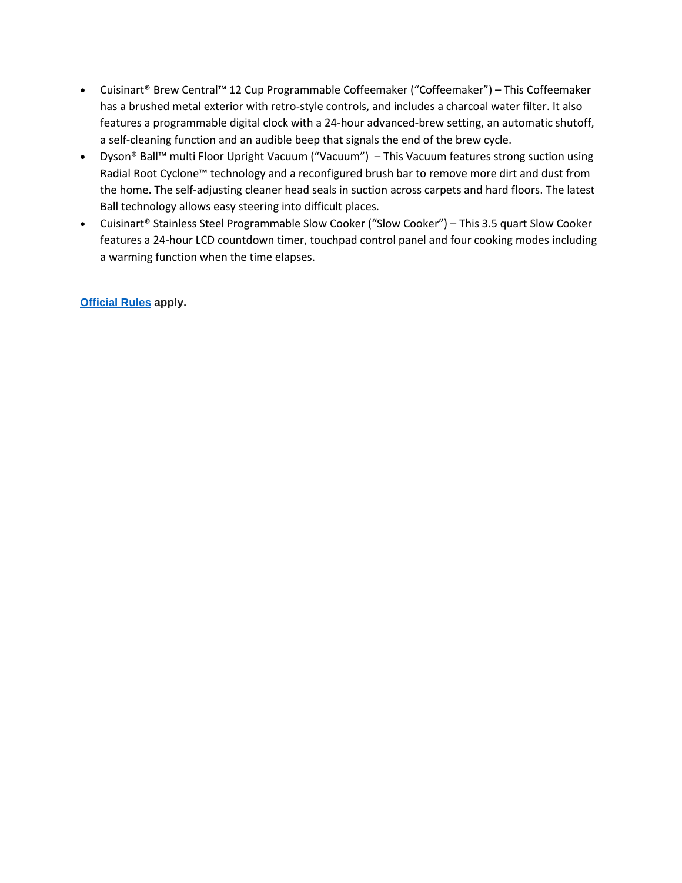- Cuisinart® Brew Central™ 12 Cup Programmable Coffeemaker ("Coffeemaker") – This Coffeemaker has a brushed metal exterior with retro-style controls, and includes a charcoal water filter. It also features a programmable digital clock with a 24-hour advanced-brew setting, an automatic shutoff, a self-cleaning function and an audible beep that signals the end of the brew cycle.
- Dyson® Ball™ multi Floor Upright Vacuum ("Vacuum") – This Vacuum features strong suction using Radial Root Cyclone™ technology and a reconfigured brush bar to remove more dirt and dust from the home. The self-adjusting cleaner head seals in suction across carpets and hard floors. The latest Ball technology allows easy steering into difficult places.
- Cuisinart® Stainless Steel Programmable Slow Cooker ("Slow Cooker") – This 3.5 quart Slow Cooker features a 24-hour LCD countdown timer, touchpad control panel and four cooking modes including a warming function when the time elapses.

**Official Rules apply.**